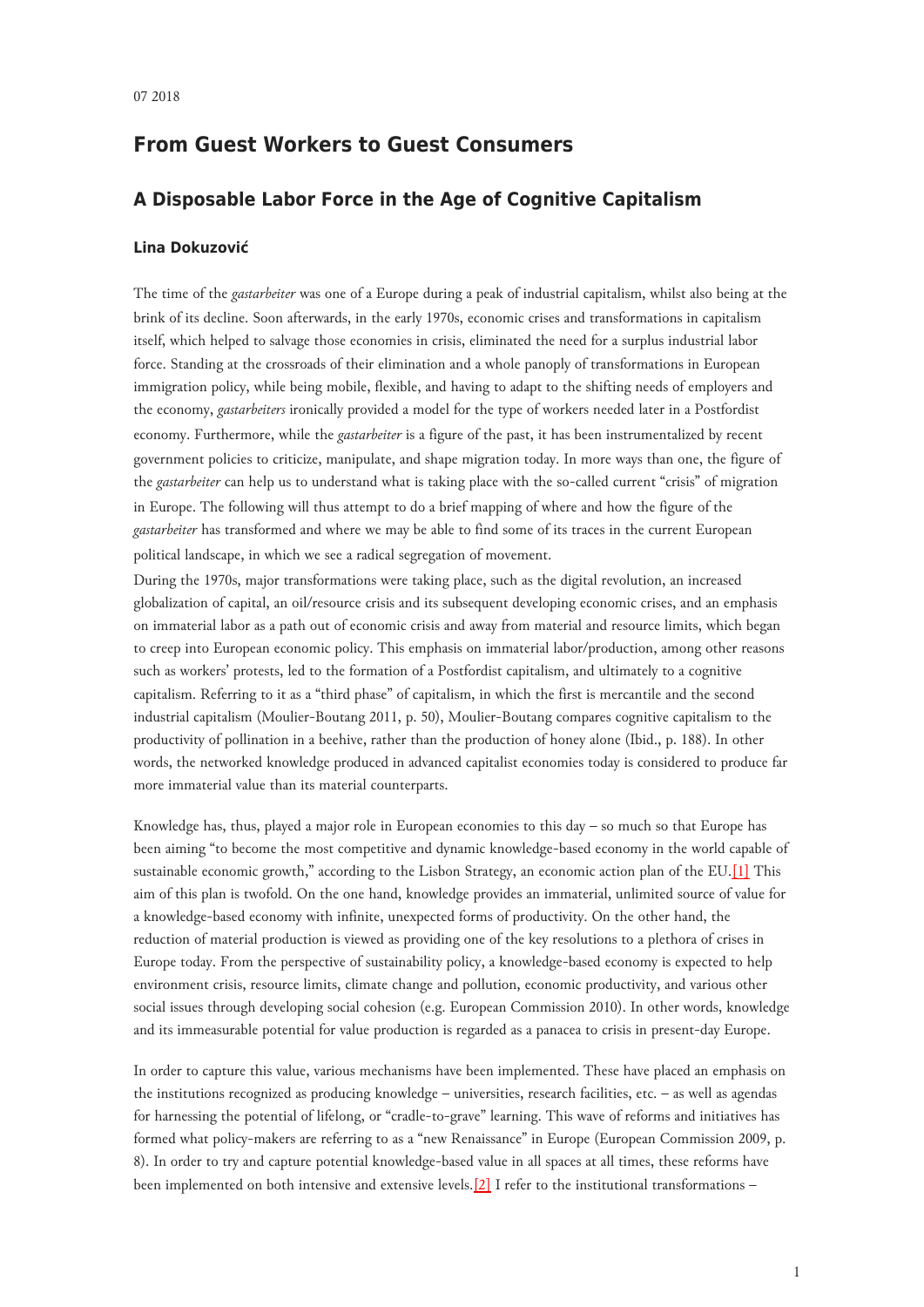07 2018

# From Guest Workers to Guest Consumers

## A Disposable Labor Force in the Age of Cognitive Capitalism

### Lina Dokuzović

The time of the *gastarbeiter* was one of a Europe during a peak of industrial capitalism, whilst also being at the brink of its decline. Soon afterwards, in the early 1970s, economic crises and transformations in capitalism itself, which helped to salvage those economies in crisis, eliminated the need for a surplus industrial labor force. Standing at the crossroads of their elimination and a whole panoply of transformations in European immigration policy, while being mobile, flexible, and having to adapt to the shifting needs of employers and the economy, *gastarbeiters* ironically provided a model for the type of workers needed later in a Postfordist economy. Furthermore, while the *gastarbeiter* is a figure of the past, it has been instrumentalized by recent government policies to criticize, manipulate, and shape migration today. In more ways than one, the figure of the *gastarbeiter* can help us to understand what is taking place with the so-called current "crisis" of migration in Europe. The following will thus attempt to do a brief mapping of where and how the figure of the *gastarbeiter* has transformed and where we may be able to find some of its traces in the current European political landscape, in which we see a radical segregation of movement.

During the 1970s, major transformations were taking place, such as the digital revolution, an increased globalization of capital, an oil/resource crisis and its subsequent developing economic crises, and an emphasis on immaterial labor as a path out of economic crisis and away from material and resource limits, which began to creep into European economic policy. This emphasis on immaterial labor/production, among other reasons such as workers' protests, led to the formation of a Postfordist capitalism, and ultimately to a cognitive capitalism. Referring to it as a "third phase" of capitalism, in which the first is mercantile and the second industrial capitalism (Moulier-Boutang 2011, p. 50), Moulier-Boutang compares cognitive capitalism to the productivity of pollination in a beehive, rather than the production of honey alone (Ibid., p. 188). In other words, the networked knowledge produced in advanced capitalist economies today is considered to produce far more immaterial value than its material counterparts.

Knowledge has, thus, played a major role in European economies to this day – so much so that Europe has been aiming "to become the most competitive and dynamic knowledge-based economy in the world capable of sustainable economic growth," according to the Lisbon Strategy, an economic action plan of the EU.[1] This aim of this plan is twofold. On the one hand, knowledge provides an immaterial, unlimited source of value for a knowledge-based economy with infinite, unexpected forms of productivity. On the other hand, the reduction of material production is viewed as providing one of the key resolutions to a plethora of crises in Europe today. From the perspective of sustainability policy, a knowledge-based economy is expected to help environment crisis, resource limits, climate change and pollution, economic productivity, and various other social issues through developing social cohesion (e.g. European Commission 2010). In other words, knowledge and its immeasurable potential for value production is regarded as a panacea to crisis in present-day Europe.

In order to capture this value, various mechanisms have been implemented. These have placed an emphasis on the institutions recognized as producing knowledge – universities, research facilities, etc. – as well as agendas for harnessing the potential of lifelong, or "cradle-to-grave" learning. This wave of reforms and initiatives has formed what policy-makers are referring to as a "new Renaissance" in Europe (European Commission 2009, p. 8). In order to try and capture potential knowledge-based value in all spaces at all times, these reforms have been implemented on both intensive and extensive levels.[2] I refer to the institutional transformations –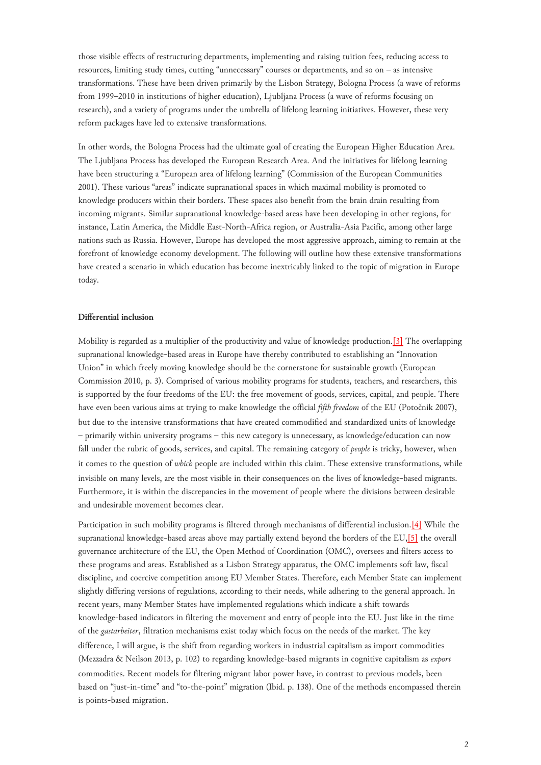those visible effects of restructuring departments, implementing and raising tuition fees, reducing access to resources, limiting study times, cutting "unnecessary" courses or departments, and so on – as intensive transformations. These have been driven primarily by the Lisbon Strategy, Bologna Process (a wave of reforms from 1999–2010 in institutions of higher education), Ljubljana Process (a wave of reforms focusing on research), and a variety of programs under the umbrella of lifelong learning initiatives. However, these very reform packages have led to extensive transformations.

In other words, the Bologna Process had the ultimate goal of creating the European Higher Education Area. The Ljubljana Process has developed the European Research Area. And the initiatives for lifelong learning have been structuring a "European area of lifelong learning" (Commission of the European Communities 2001). These various "areas" indicate supranational spaces in which maximal mobility is promoted to knowledge producers within their borders. These spaces also benefit from the brain drain resulting from incoming migrants. Similar supranational knowledge-based areas have been developing in other regions, for instance, Latin America, the Middle East-North-Africa region, or Australia-Asia Pacific, among other large nations such as Russia. However, Europe has developed the most aggressive approach, aiming to remain at the forefront of knowledge economy development. The following will outline how these extensive transformations have created a scenario in which education has become inextricably linked to the topic of migration in Europe today.

**Differential inclusion**

Mobility is regarded as a multiplier of the productivity and value of knowledge production.[3] The overlapping supranational knowledge-based areas in Europe have thereby contributed to establishing an "Innovation Union" in which freely moving knowledge should be the cornerstone for sustainable growth (European Commission 2010, p. 3). Comprised of various mobility programs for students, teachers, and researchers, this is supported by the four freedoms of the EU: the free movement of goods, services, capital, and people. There have even been various aims at trying to make knowledge the official *fifth freedom* of the EU (Potočnik 2007), but due to the intensive transformations that have created commodified and standardized units of knowledge – primarily within university programs – this new category is unnecessary, as knowledge/education can now fall under the rubric of goods, services, and capital. The remaining category of *people* is tricky, however, when it comes to the question of *which* people are included within this claim. These extensive transformations, while invisible on many levels, are the most visible in their consequences on the lives of knowledge-based migrants. Furthermore, it is within the discrepancies in the movement of people where the divisions between desirable and undesirable movement becomes clear.

Participation in such mobility programs is filtered through mechanisms of differential inclusion.[4] While the supranational knowledge-based areas above may partially extend beyond the borders of the EU,[5] the overall governance architecture of the EU, the Open Method of Coordination (OMC), oversees and filters access to these programs and areas. Established as a Lisbon Strategy apparatus, the OMC implements soft law, fiscal discipline, and coercive competition among EU Member States. Therefore, each Member State can implement slightly differing versions of regulations, according to their needs, while adhering to the general approach. In recent years, many Member States have implemented regulations which indicate a shift towards knowledge-based indicators in filtering the movement and entry of people into the EU. Just like in the time of the *gastarbeiter*, filtration mechanisms exist today which focus on the needs of the market. The key difference, I will argue, is the shift from regarding workers in industrial capitalism as import commodities (Mezzadra & Neilson 2013, p. 102) to regarding knowledge-based migrants in cognitive capitalism as *export* commodities. Recent models for filtering migrant labor power have, in contrast to previous models, been based on "just-in-time" and "to-the-point" migration (Ibid. p. 138). One of the methods encompassed therein is points-based migration.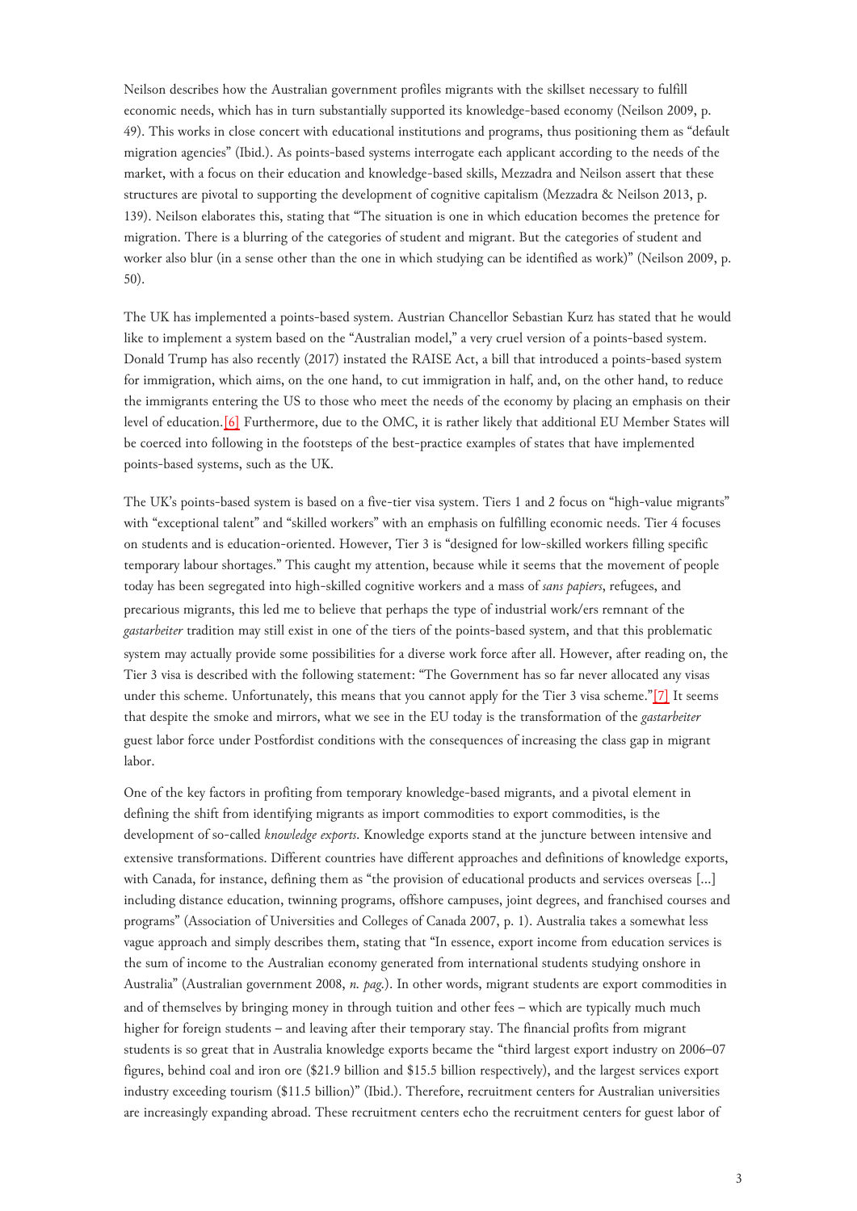Neilson describes how the Australian government profiles migrants with the skillset necessary to fulfill economic needs, which has in turn substantially supported its knowledge-based economy (Neilson 2009, p. 49). This works in close concert with educational institutions and programs, thus positioning them as "default migration agencies" (Ibid.). As points-based systems interrogate each applicant according to the needs of the market, with a focus on their education and knowledge-based skills, Mezzadra and Neilson assert that these structures are pivotal to supporting the development of cognitive capitalism (Mezzadra & Neilson 2013, p. 139). Neilson elaborates this, stating that "The situation is one in which education becomes the pretence for migration. There is a blurring of the categories of student and migrant. But the categories of student and worker also blur (in a sense other than the one in which studying can be identified as work)" (Neilson 2009, p. 50).

The UK has implemented a points-based system. Austrian Chancellor Sebastian Kurz has stated that he would like to implement a system based on the "Australian model," a very cruel version of a points-based system. Donald Trump has also recently (2017) instated the RAISE Act, a bill that introduced a points-based system for immigration, which aims, on the one hand, to cut immigration in half, and, on the other hand, to reduce the immigrants entering the US to those who meet the needs of the economy by placing an emphasis on their level of education.[6] Furthermore, due to the OMC, it is rather likely that additional EU Member States will be coerced into following in the footsteps of the best-practice examples of states that have implemented points-based systems, such as the UK.

The UK's points-based system is based on a five-tier visa system. Tiers 1 and 2 focus on "high-value migrants" with "exceptional talent" and "skilled workers" with an emphasis on fulfilling economic needs. Tier 4 focuses on students and is education-oriented. However, Tier 3 is "designed for low-skilled workers filling specific temporary labour shortages." This caught my attention, because while it seems that the movement of people today has been segregated into high-skilled cognitive workers and a mass of *sans papiers*, refugees, and precarious migrants, this led me to believe that perhaps the type of industrial work/ers remnant of the *gastarbeiter* tradition may still exist in one of the tiers of the points-based system, and that this problematic system may actually provide some possibilities for a diverse work force after all. However, after reading on, the Tier 3 visa is described with the following statement: "The Government has so far never allocated any visas under this scheme. Unfortunately, this means that you cannot apply for the Tier 3 visa scheme."[7] It seems that despite the smoke and mirrors, what we see in the EU today is the transformation of the *gastarbeiter* guest labor force under Postfordist conditions with the consequences of increasing the class gap in migrant labor.

One of the key factors in profiting from temporary knowledge-based migrants, and a pivotal element in defining the shift from identifying migrants as import commodities to export commodities, is the development of so-called *knowledge exports*. Knowledge exports stand at the juncture between intensive and extensive transformations. Different countries have different approaches and definitions of knowledge exports, with Canada, for instance, defining them as "the provision of educational products and services overseas [...] including distance education, twinning programs, offshore campuses, joint degrees, and franchised courses and programs" (Association of Universities and Colleges of Canada 2007, p. 1). Australia takes a somewhat less vague approach and simply describes them, stating that "In essence, export income from education services is the sum of income to the Australian economy generated from international students studying onshore in Australia" (Australian government 2008, *n. pag.*). In other words, migrant students are export commodities in and of themselves by bringing money in through tuition and other fees – which are typically much much higher for foreign students – and leaving after their temporary stay. The financial profits from migrant students is so great that in Australia knowledge exports became the "third largest export industry on 2006–07 figures, behind coal and iron ore ($21.9 billion and $15.5 billion respectively), and the largest services export industry exceeding tourism ($11.5 billion)" (Ibid.). Therefore, recruitment centers for Australian universities are increasingly expanding abroad. These recruitment centers echo the recruitment centers for guest labor of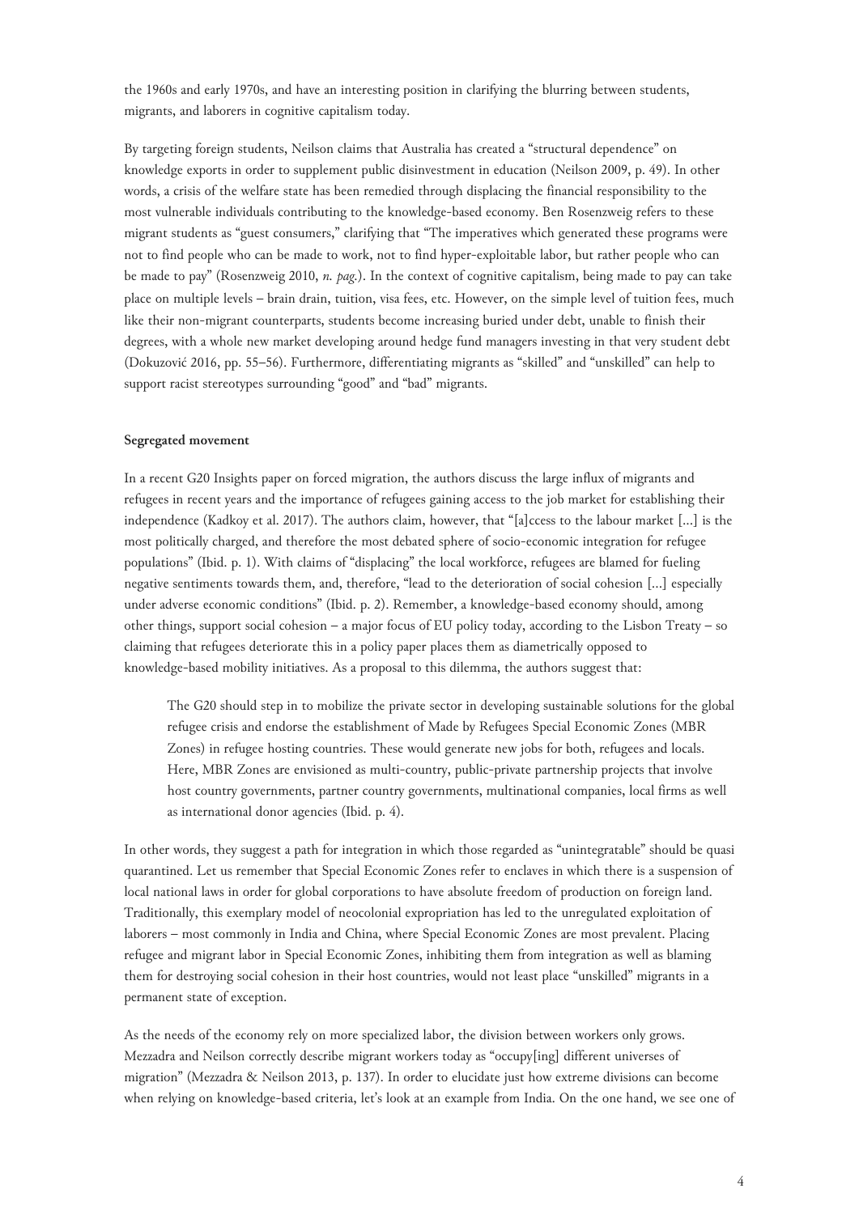the 1960s and early 1970s, and have an interesting position in clarifying the blurring between students, migrants, and laborers in cognitive capitalism today.

By targeting foreign students, Neilson claims that Australia has created a "structural dependence" on knowledge exports in order to supplement public disinvestment in education (Neilson 2009, p. 49). In other words, a crisis of the welfare state has been remedied through displacing the financial responsibility to the most vulnerable individuals contributing to the knowledge-based economy. Ben Rosenzweig refers to these migrant students as "guest consumers," clarifying that "The imperatives which generated these programs were not to find people who can be made to work, not to find hyper-exploitable labor, but rather people who can be made to pay" (Rosenzweig 2010, *n. pag.*). In the context of cognitive capitalism, being made to pay can take place on multiple levels – brain drain, tuition, visa fees, etc. However, on the simple level of tuition fees, much like their non-migrant counterparts, students become increasing buried under debt, unable to finish their degrees, with a whole new market developing around hedge fund managers investing in that very student debt (Dokuzović 2016, pp. 55–56). Furthermore, differentiating migrants as "skilled" and "unskilled" can help to support racist stereotypes surrounding "good" and "bad" migrants.

**Segregated movement**

In a recent G20 Insights paper on forced migration, the authors discuss the large influx of migrants and refugees in recent years and the importance of refugees gaining access to the job market for establishing their independence (Kadkoy et al. 2017). The authors claim, however, that "[a]ccess to the labour market [...] is the most politically charged, and therefore the most debated sphere of socio-economic integration for refugee populations" (Ibid. p. 1). With claims of "displacing" the local workforce, refugees are blamed for fueling negative sentiments towards them, and, therefore, "lead to the deterioration of social cohesion [...] especially under adverse economic conditions" (Ibid. p. 2). Remember, a knowledge-based economy should, among other things, support social cohesion – a major focus of EU policy today, according to the Lisbon Treaty – so claiming that refugees deteriorate this in a policy paper places them as diametrically opposed to knowledge-based mobility initiatives. As a proposal to this dilemma, the authors suggest that:

> The G20 should step in to mobilize the private sector in developing sustainable solutions for the global refugee crisis and endorse the establishment of Made by Refugees Special Economic Zones (MBR Zones) in refugee hosting countries. These would generate new jobs for both, refugees and locals. Here, MBR Zones are envisioned as multi-country, public-private partnership projects that involve host country governments, partner country governments, multinational companies, local firms as well as international donor agencies (Ibid. p. 4).

In other words, they suggest a path for integration in which those regarded as "unintegratable" should be quasi quarantined. Let us remember that Special Economic Zones refer to enclaves in which there is a suspension of local national laws in order for global corporations to have absolute freedom of production on foreign land. Traditionally, this exemplary model of neocolonial expropriation has led to the unregulated exploitation of laborers – most commonly in India and China, where Special Economic Zones are most prevalent. Placing refugee and migrant labor in Special Economic Zones, inhibiting them from integration as well as blaming them for destroying social cohesion in their host countries, would not least place "unskilled" migrants in a permanent state of exception.

As the needs of the economy rely on more specialized labor, the division between workers only grows. Mezzadra and Neilson correctly describe migrant workers today as "occupy[ing] different universes of migration" (Mezzadra & Neilson 2013, p. 137). In order to elucidate just how extreme divisions can become when relying on knowledge-based criteria, let's look at an example from India. On the one hand, we see one of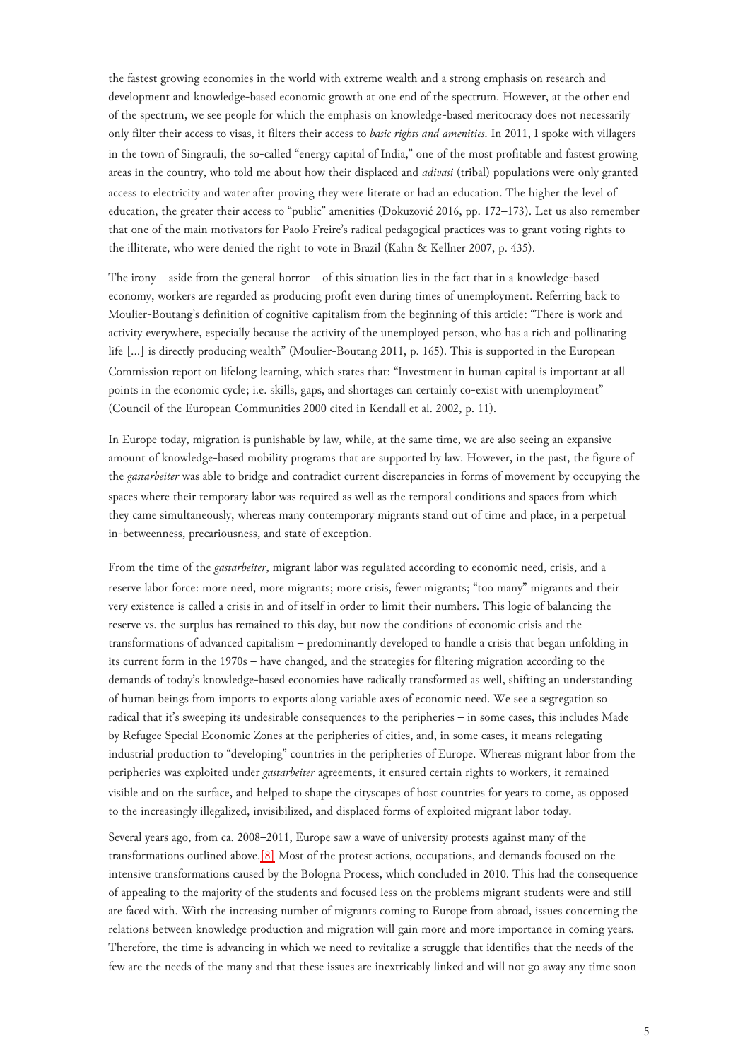the fastest growing economies in the world with extreme wealth and a strong emphasis on research and development and knowledge-based economic growth at one end of the spectrum. However, at the other end of the spectrum, we see people for which the emphasis on knowledge-based meritocracy does not necessarily only filter their access to visas, it filters their access to *basic rights and amenities*. In 2011, I spoke with villagers in the town of Singrauli, the so-called "energy capital of India," one of the most profitable and fastest growing areas in the country, who told me about how their displaced and *adivasi* (tribal) populations were only granted access to electricity and water after proving they were literate or had an education. The higher the level of education, the greater their access to "public" amenities (Dokuzović 2016, pp. 172–173). Let us also remember that one of the main motivators for Paolo Freire's radical pedagogical practices was to grant voting rights to the illiterate, who were denied the right to vote in Brazil (Kahn & Kellner 2007, p. 435).

The irony – aside from the general horror – of this situation lies in the fact that in a knowledge-based economy, workers are regarded as producing profit even during times of unemployment. Referring back to Moulier-Boutang's definition of cognitive capitalism from the beginning of this article: "There is work and activity everywhere, especially because the activity of the unemployed person, who has a rich and pollinating life [...] is directly producing wealth" (Moulier-Boutang 2011, p. 165). This is supported in the European Commission report on lifelong learning, which states that: "Investment in human capital is important at all points in the economic cycle; i.e. skills, gaps, and shortages can certainly co-exist with unemployment" (Council of the European Communities 2000 cited in Kendall et al. 2002, p. 11).

In Europe today, migration is punishable by law, while, at the same time, we are also seeing an expansive amount of knowledge-based mobility programs that are supported by law. However, in the past, the figure of the *gastarbeiter* was able to bridge and contradict current discrepancies in forms of movement by occupying the spaces where their temporary labor was required as well as the temporal conditions and spaces from which they came simultaneously, whereas many contemporary migrants stand out of time and place, in a perpetual in-betweenness, precariousness, and state of exception.

From the time of the *gastarbeiter*, migrant labor was regulated according to economic need, crisis, and a reserve labor force: more need, more migrants; more crisis, fewer migrants; "too many" migrants and their very existence is called a crisis in and of itself in order to limit their numbers. This logic of balancing the reserve vs. the surplus has remained to this day, but now the conditions of economic crisis and the transformations of advanced capitalism – predominantly developed to handle a crisis that began unfolding in its current form in the 1970s – have changed, and the strategies for filtering migration according to the demands of today's knowledge-based economies have radically transformed as well, shifting an understanding of human beings from imports to exports along variable axes of economic need. We see a segregation so radical that it's sweeping its undesirable consequences to the peripheries – in some cases, this includes Made by Refugee Special Economic Zones at the peripheries of cities, and, in some cases, it means relegating industrial production to "developing" countries in the peripheries of Europe. Whereas migrant labor from the peripheries was exploited under *gastarbeiter* agreements, it ensured certain rights to workers, it remained visible and on the surface, and helped to shape the cityscapes of host countries for years to come, as opposed to the increasingly illegalized, invisibilized, and displaced forms of exploited migrant labor today.

Several years ago, from ca. 2008–2011, Europe saw a wave of university protests against many of the transformations outlined above.[8] Most of the protest actions, occupations, and demands focused on the intensive transformations caused by the Bologna Process, which concluded in 2010. This had the consequence of appealing to the majority of the students and focused less on the problems migrant students were and still are faced with. With the increasing number of migrants coming to Europe from abroad, issues concerning the relations between knowledge production and migration will gain more and more importance in coming years. Therefore, the time is advancing in which we need to revitalize a struggle that identifies that the needs of the few are the needs of the many and that these issues are inextricably linked and will not go away any time soon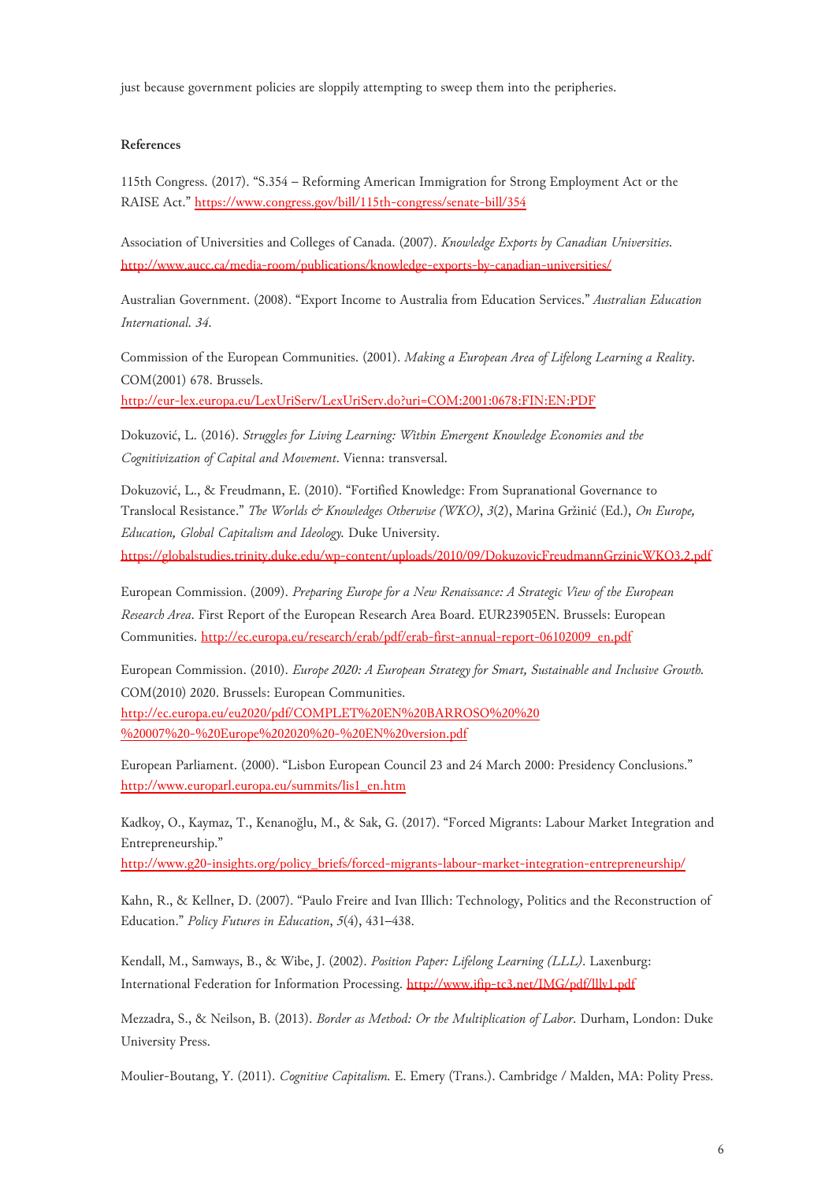just because government policies are sloppily attempting to sweep them into the peripheries.

**References**

115th Congress. (2017). "S.354 – Reforming American Immigration for Strong Employment Act or the RAISE Act." https://www.congress.gov/bill/115th-congress/senate-bill/354

Association of Universities and Colleges of Canada. (2007). *Knowledge Exports by Canadian Universities*. http://www.aucc.ca/media-room/publications/knowledge-exports-by-canadian-universities/

Australian Government. (2008). "Export Income to Australia from Education Services." *Australian Education International. 34*.

Commission of the European Communities. (2001). *Making a European Area of Lifelong Learning a Reality*. COM(2001) 678. Brussels. http://eur-lex.europa.eu/LexUriServ/LexUriServ.do?uri=COM:2001:0678:FIN:EN:PDF

Dokuzović, L. (2016). *Struggles for Living Learning: Within Emergent Knowledge Economies and the Cognitivization of Capital and Movement*. Vienna: transversal.

Dokuzović, L., & Freudmann, E. (2010). "Fortified Knowledge: From Supranational Governance to Translocal Resistance." *The Worlds & Knowledges Otherwise (WKO)*, *3*(2), Marina Gržinić (Ed.), *On Europe, Education, Global Capitalism and Ideology.* Duke University. https://globalstudies.trinity.duke.edu/wp-content/uploads/2010/09/DokuzovicFreudmannGrzinicWKO3.2.pdf

European Commission. (2009). *Preparing Europe for a New Renaissance: A Strategic View of the European Research Area*. First Report of the European Research Area Board. EUR23905EN. Brussels: European Communities. http://ec.europa.eu/research/erab/pdf/erab-first-annual-report-06102009_en.pdf

European Commission. (2010). *Europe 2020: A European Strategy for Smart, Sustainable and Inclusive Growth*. COM(2010) 2020. Brussels: European Communities. http://ec.europa.eu/eu2020/pdf/COMPLET%20EN%20BARROSO%20%20%20007%20-%20Europe%202020%20-%20EN%20version.pdf

European Parliament. (2000). "Lisbon European Council 23 and 24 March 2000: Presidency Conclusions." http://www.europarl.europa.eu/summits/lis1_en.htm

Kadkoy, O., Kaymaz, T., Kenanoğlu, M., & Sak, G. (2017). "Forced Migrants: Labour Market Integration and Entrepreneurship." http://www.g20-insights.org/policy_briefs/forced-migrants-labour-market-integration-entrepreneurship/

Kahn, R., & Kellner, D. (2007). "Paulo Freire and Ivan Illich: Technology, Politics and the Reconstruction of Education." *Policy Futures in Education*, *5*(4), 431–438.

Kendall, M., Samways, B., & Wibe, J. (2002). *Position Paper: Lifelong Learning (LLL)*. Laxenburg: International Federation for Information Processing. http://www.ifip-tc3.net/IMG/pdf/lllv1.pdf

Mezzadra, S., & Neilson, B. (2013). *Border as Method: Or the Multiplication of Labor*. Durham, London: Duke University Press.

Moulier-Boutang, Y. (2011). *Cognitive Capitalism.* E. Emery (Trans.). Cambridge / Malden, MA: Polity Press.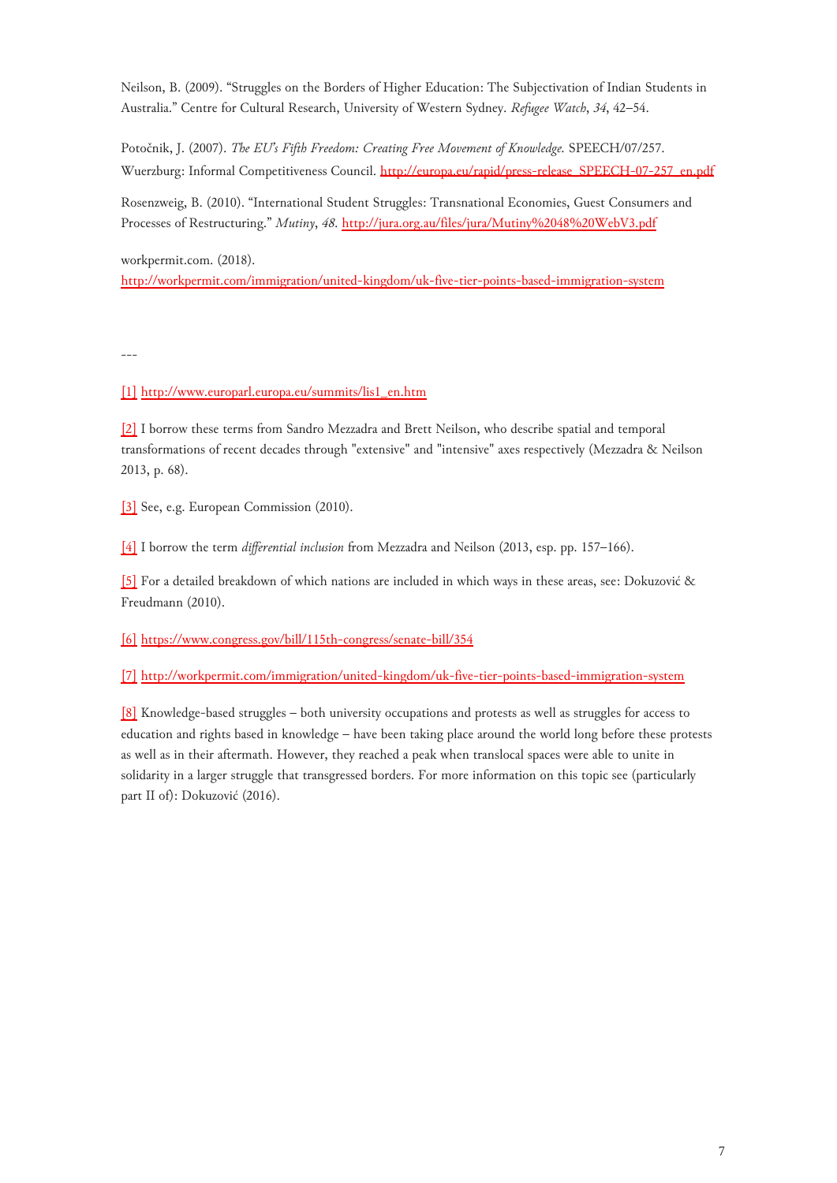Neilson, B. (2009). “Struggles on the Borders of Higher Education: The Subjectivation of Indian Students in Australia.” Centre for Cultural Research, University of Western Sydney. *Refugee Watch*, *34*, 42–54.

Potočnik, J. (2007). *The EU's Fifth Freedom: Creating Free Movement of Knowledge*. SPEECH/07/257. Wuerzburg: Informal Competitiveness Council. http://europa.eu/rapid/press-release_SPEECH-07-257_en.pdf

Rosenzweig, B. (2010). “International Student Struggles: Transnational Economies, Guest Consumers and Processes of Restructuring.” *Mutiny*, *48*. http://jura.org.au/files/jura/Mutiny%2048%20WebV3.pdf

workpermit.com. (2018). http://workpermit.com/immigration/united-kingdom/uk-five-tier-points-based-immigration-system

---

[1] http://www.europarl.europa.eu/summits/lis1_en.htm

[2] I borrow these terms from Sandro Mezzadra and Brett Neilson, who describe spatial and temporal transformations of recent decades through "extensive" and "intensive" axes respectively (Mezzadra & Neilson 2013, p. 68).

[3] See, e.g. European Commission (2010).

[4] I borrow the term *differential inclusion* from Mezzadra and Neilson (2013, esp. pp. 157–166).

[5] For a detailed breakdown of which nations are included in which ways in these areas, see: Dokuzović & Freudmann (2010).

[6] https://www.congress.gov/bill/115th-congress/senate-bill/354

[7] http://workpermit.com/immigration/united-kingdom/uk-five-tier-points-based-immigration-system

[8] Knowledge-based struggles – both university occupations and protests as well as struggles for access to education and rights based in knowledge – have been taking place around the world long before these protests as well as in their aftermath. However, they reached a peak when translocal spaces were able to unite in solidarity in a larger struggle that transgressed borders. For more information on this topic see (particularly part II of): Dokuzović (2016).